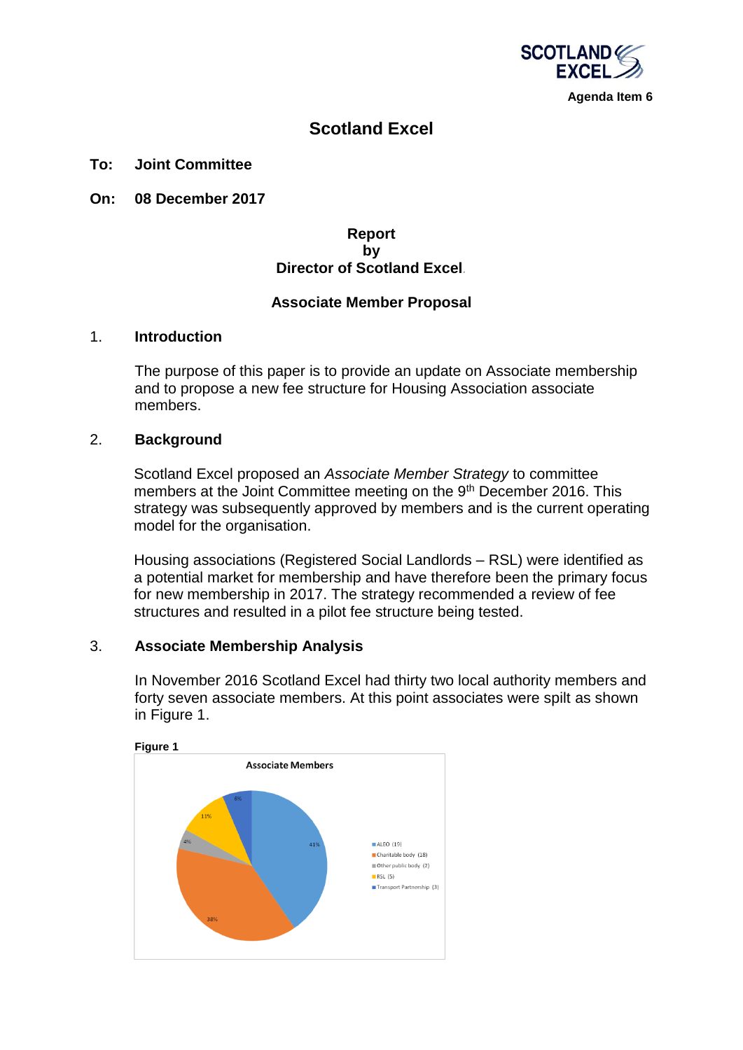Agenda Item 6

# Scotland Excel

**To: Joint Committee**

**On: 08 December 2017**

**Report**
**by**
**Director of Scotland Excel**

**Associate Member Proposal**

## 1. Introduction

The purpose of this paper is to provide an update on Associate membership and to propose a new fee structure for Housing Association associate members.

## 2. Background

Scotland Excel proposed an *Associate Member Strategy* to committee members at the Joint Committee meeting on the 9th December 2016. This strategy was subsequently approved by members and is the current operating model for the organisation.

Housing associations (Registered Social Landlords – RSL) were identified as a potential market for membership and have therefore been the primary focus for new membership in 2017. The strategy recommended a review of fee structures and resulted in a pilot fee structure being tested.

## 3. Associate Membership Analysis

In November 2016 Scotland Excel had thirty two local authority members and forty seven associate members. At this point associates were spilt as shown in Figure 1.

**Figure 1**

Associate Members

| Category | Count | Percentage |
|---|---|---|
| ALEO | 19 | 41% |
| Charitable body | 18 | 38% |
| Other public body | 2 | 4% |
| RSL | 5 | 11% |
| Transport Partnership | 3 | 6% |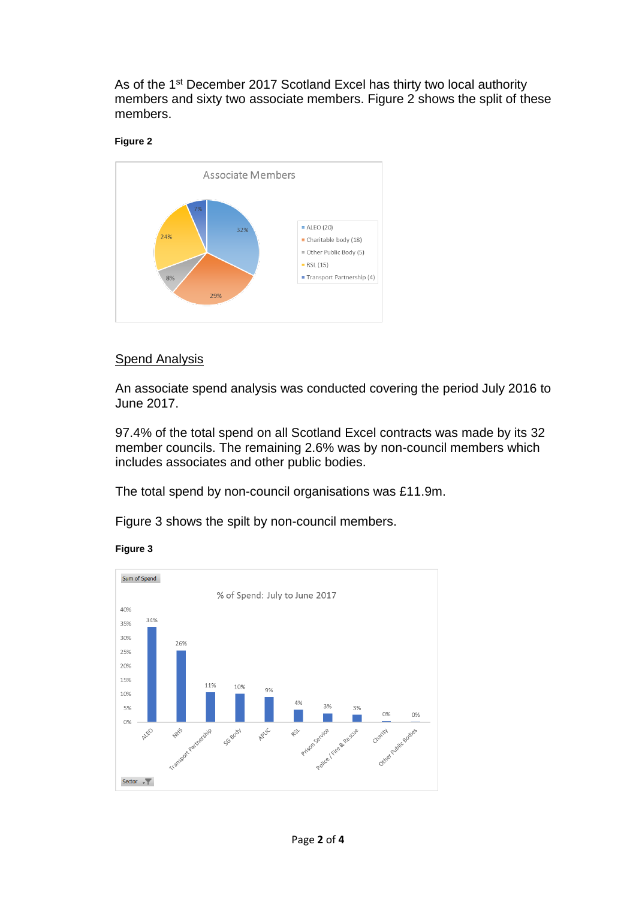As of the 1st December 2017 Scotland Excel has thirty two local authority members and sixty two associate members. Figure 2 shows the split of these members.

**Figure 2**

## Spend Analysis

An associate spend analysis was conducted covering the period July 2016 to June 2017.

97.4% of the total spend on all Scotland Excel contracts was made by its 32 member councils. The remaining 2.6% was by non-council members which includes associates and other public bodies.

The total spend by non-council organisations was £11.9m.

Figure 3 shows the spilt by non-council members.

**Figure 3**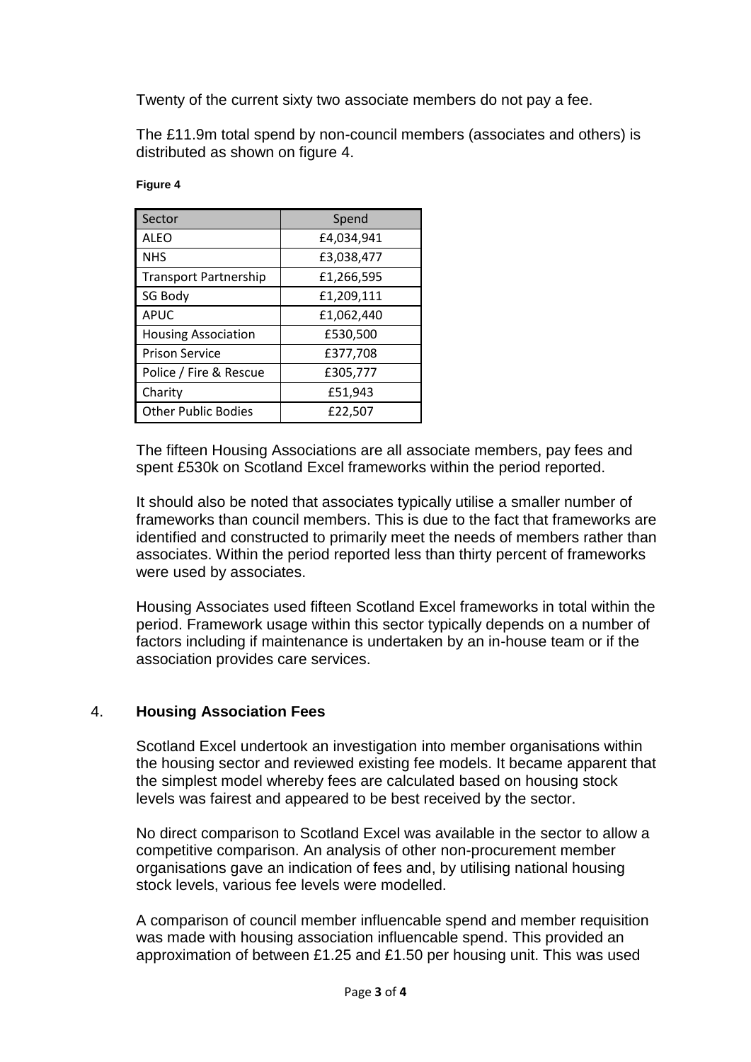Twenty of the current sixty two associate members do not pay a fee.

The £11.9m total spend by non-council members (associates and others) is distributed as shown on figure 4.

**Figure 4**

| Sector | Spend |
|---|---|
| ALEO | £4,034,941 |
| NHS | £3,038,477 |
| Transport Partnership | £1,266,595 |
| SG Body | £1,209,111 |
| APUC | £1,062,440 |
| Housing Association | £530,500 |
| Prison Service | £377,708 |
| Police / Fire & Rescue | £305,777 |
| Charity | £51,943 |
| Other Public Bodies | £22,507 |

The fifteen Housing Associations are all associate members, pay fees and spent £530k on Scotland Excel frameworks within the period reported.

It should also be noted that associates typically utilise a smaller number of frameworks than council members. This is due to the fact that frameworks are identified and constructed to primarily meet the needs of members rather than associates. Within the period reported less than thirty percent of frameworks were used by associates.

Housing Associates used fifteen Scotland Excel frameworks in total within the period. Framework usage within this sector typically depends on a number of factors including if maintenance is undertaken by an in-house team or if the association provides care services.

## 4. **Housing Association Fees**

Scotland Excel undertook an investigation into member organisations within the housing sector and reviewed existing fee models. It became apparent that the simplest model whereby fees are calculated based on housing stock levels was fairest and appeared to be best received by the sector.

No direct comparison to Scotland Excel was available in the sector to allow a competitive comparison. An analysis of other non-procurement member organisations gave an indication of fees and, by utilising national housing stock levels, various fee levels were modelled.

A comparison of council member influencable spend and member requisition was made with housing association influencable spend. This provided an approximation of between £1.25 and £1.50 per housing unit. This was used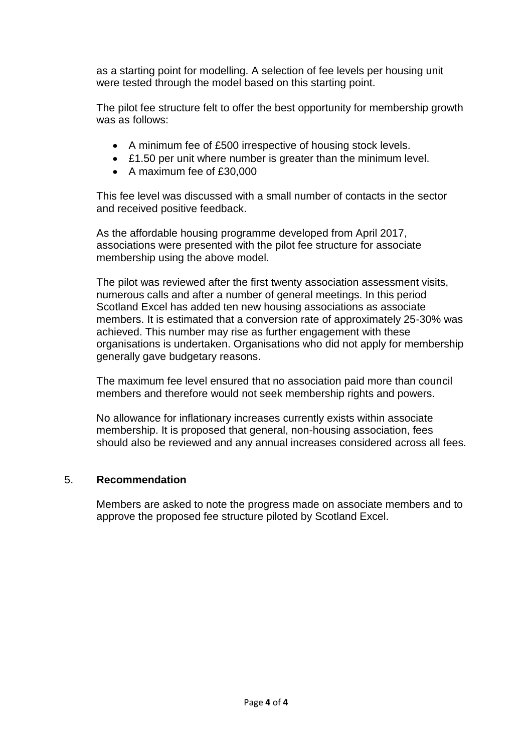as a starting point for modelling. A selection of fee levels per housing unit were tested through the model based on this starting point.

The pilot fee structure felt to offer the best opportunity for membership growth was as follows:

- A minimum fee of £500 irrespective of housing stock levels.
- £1.50 per unit where number is greater than the minimum level.
- A maximum fee of £30,000

This fee level was discussed with a small number of contacts in the sector and received positive feedback.

As the affordable housing programme developed from April 2017, associations were presented with the pilot fee structure for associate membership using the above model.

The pilot was reviewed after the first twenty association assessment visits, numerous calls and after a number of general meetings. In this period Scotland Excel has added ten new housing associations as associate members. It is estimated that a conversion rate of approximately 25-30% was achieved. This number may rise as further engagement with these organisations is undertaken. Organisations who did not apply for membership generally gave budgetary reasons.

The maximum fee level ensured that no association paid more than council members and therefore would not seek membership rights and powers.

No allowance for inflationary increases currently exists within associate membership. It is proposed that general, non-housing association, fees should also be reviewed and any annual increases considered across all fees.

## 5. **Recommendation**

Members are asked to note the progress made on associate members and to approve the proposed fee structure piloted by Scotland Excel.